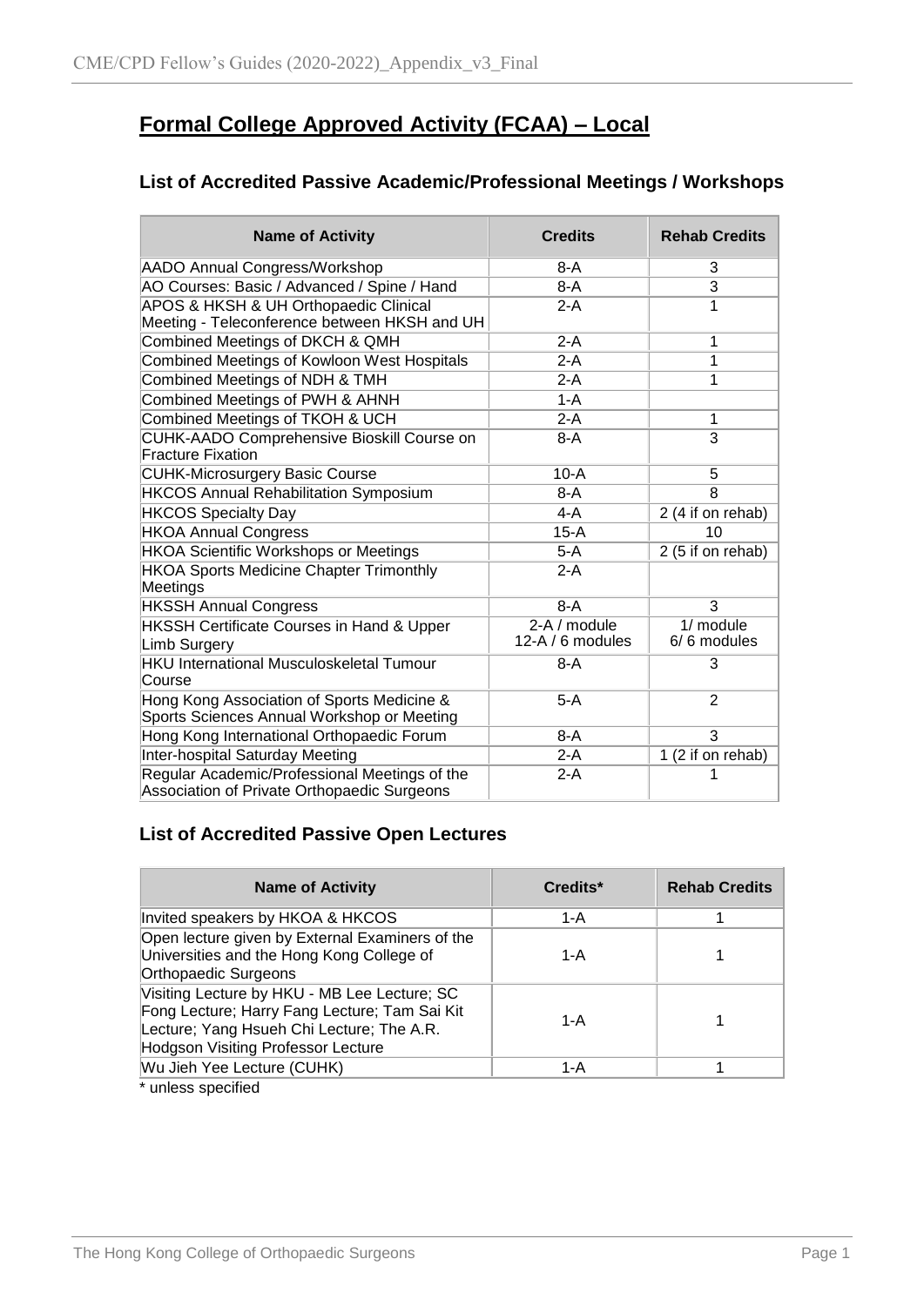# Formal College Approved Activity (FCAA) – Local

## List of Accredited Passive Academic/Professional Meetings / Workshops

| Name of Activity | Credits | Rehab Credits |
|---|---|---|
| AADO Annual Congress/Workshop | 8-A | 3 |
| AO Courses: Basic / Advanced / Spine / Hand | 8-A | 3 |
| APOS & HKSH & UH Orthopaedic Clinical Meeting - Teleconference between HKSH and UH | 2-A | 1 |
| Combined Meetings of DKCH & QMH | 2-A | 1 |
| Combined Meetings of Kowloon West Hospitals | 2-A | 1 |
| Combined Meetings of NDH & TMH | 2-A | 1 |
| Combined Meetings of PWH & AHNH | 1-A | |
| Combined Meetings of TKOH & UCH | 2-A | 1 |
| CUHK-AADO Comprehensive Bioskill Course on Fracture Fixation | 8-A | 3 |
| CUHK-Microsurgery Basic Course | 10-A | 5 |
| HKCOS Annual Rehabilitation Symposium | 8-A | 8 |
| HKCOS Specialty Day | 4-A | 2 (4 if on rehab) |
| HKOA Annual Congress | 15-A | 10 |
| HKOA Scientific Workshops or Meetings | 5-A | 2 (5 if on rehab) |
| HKOA Sports Medicine Chapter Trimonthly Meetings | 2-A | |
| HKSSH Annual Congress | 8-A | 3 |
| HKSSH Certificate Courses in Hand & Upper Limb Surgery | 2-A / module<br>12-A / 6 modules | 1/ module<br>6/ 6 modules |
| HKU International Musculoskeletal Tumour Course | 8-A | 3 |
| Hong Kong Association of Sports Medicine & Sports Sciences Annual Workshop or Meeting | 5-A | 2 |
| Hong Kong International Orthopaedic Forum | 8-A | 3 |
| Inter-hospital Saturday Meeting | 2-A | 1 (2 if on rehab) |
| Regular Academic/Professional Meetings of the Association of Private Orthopaedic Surgeons | 2-A | 1 |

## List of Accredited Passive Open Lectures

| Name of Activity | Credits* | Rehab Credits |
|---|---|---|
| Invited speakers by HKOA & HKCOS | 1-A | 1 |
| Open lecture given by External Examiners of the Universities and the Hong Kong College of Orthopaedic Surgeons | 1-A | 1 |
| Visiting Lecture by HKU - MB Lee Lecture; SC Fong Lecture; Harry Fang Lecture; Tam Sai Kit Lecture; Yang Hsueh Chi Lecture; The A.R. Hodgson Visiting Professor Lecture | 1-A | 1 |
| Wu Jieh Yee Lecture (CUHK) | 1-A | 1 |

* unless specified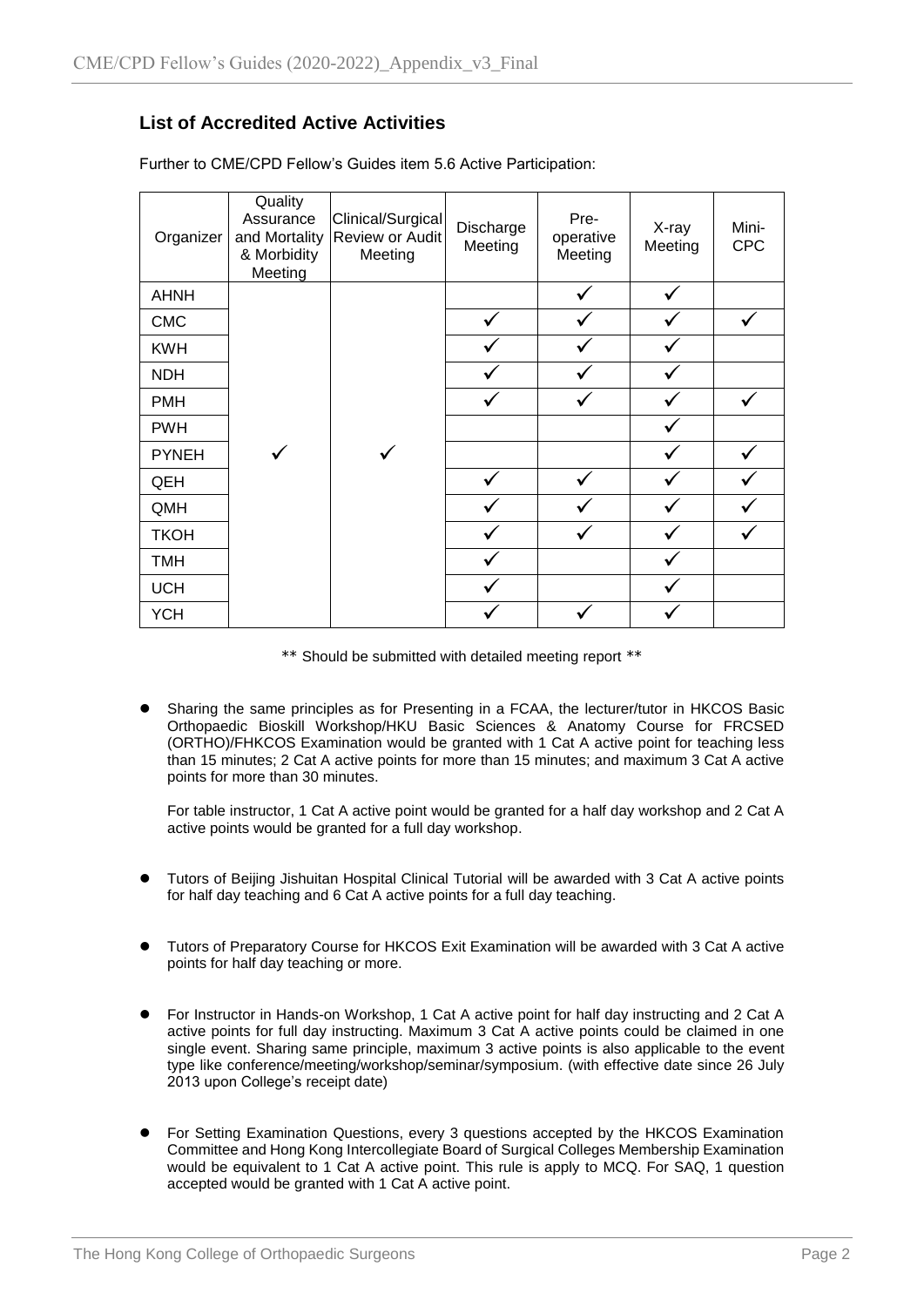## List of Accredited Active Activities

Further to CME/CPD Fellow's Guides item 5.6 Active Participation:

| Organizer | Quality Assurance and Mortality & Morbidity Meeting | Clinical/Surgical Review or Audit Meeting | Discharge Meeting | Pre-operative Meeting | X-ray Meeting | Mini-CPC |
|---|---|---|---|---|---|---|
| AHNH | ✓ | ✓ | | ✓ | ✓ | |
| CMC | ✓ | ✓ | ✓ | ✓ | ✓ | ✓ |
| KWH | ✓ | ✓ | ✓ | ✓ | ✓ | |
| NDH | ✓ | ✓ | ✓ | ✓ | ✓ | |
| PMH | ✓ | ✓ | ✓ | ✓ | ✓ | ✓ |
| PWH | ✓ | ✓ | | | ✓ | |
| PYNEH | ✓ | ✓ | | | ✓ | ✓ |
| QEH | ✓ | ✓ | ✓ | ✓ | ✓ | ✓ |
| QMH | ✓ | ✓ | ✓ | ✓ | ✓ | ✓ |
| TKOH | ✓ | ✓ | ✓ | ✓ | ✓ | ✓ |
| TMH | ✓ | ✓ | ✓ | | ✓ | |
| UCH | ✓ | ✓ | ✓ | | ✓ | |
| YCH | ✓ | ✓ | ✓ | ✓ | ✓ | |

\*\* Should be submitted with detailed meeting report \*\*

- Sharing the same principles as for Presenting in a FCAA, the lecturer/tutor in HKCOS Basic Orthopaedic Bioskill Workshop/HKU Basic Sciences & Anatomy Course for FRCSED (ORTHO)/FHKCOS Examination would be granted with 1 Cat A active point for teaching less than 15 minutes; 2 Cat A active points for more than 15 minutes; and maximum 3 Cat A active points for more than 30 minutes.

  For table instructor, 1 Cat A active point would be granted for a half day workshop and 2 Cat A active points would be granted for a full day workshop.

- Tutors of Beijing Jishuitan Hospital Clinical Tutorial will be awarded with 3 Cat A active points for half day teaching and 6 Cat A active points for a full day teaching.

- Tutors of Preparatory Course for HKCOS Exit Examination will be awarded with 3 Cat A active points for half day teaching or more.

- For Instructor in Hands-on Workshop, 1 Cat A active point for half day instructing and 2 Cat A active points for full day instructing. Maximum 3 Cat A active points could be claimed in one single event. Sharing same principle, maximum 3 active points is also applicable to the event type like conference/meeting/workshop/seminar/symposium. (with effective date since 26 July 2013 upon College's receipt date)

- For Setting Examination Questions, every 3 questions accepted by the HKCOS Examination Committee and Hong Kong Intercollegiate Board of Surgical Colleges Membership Examination would be equivalent to 1 Cat A active point. This rule is apply to MCQ. For SAQ, 1 question accepted would be granted with 1 Cat A active point.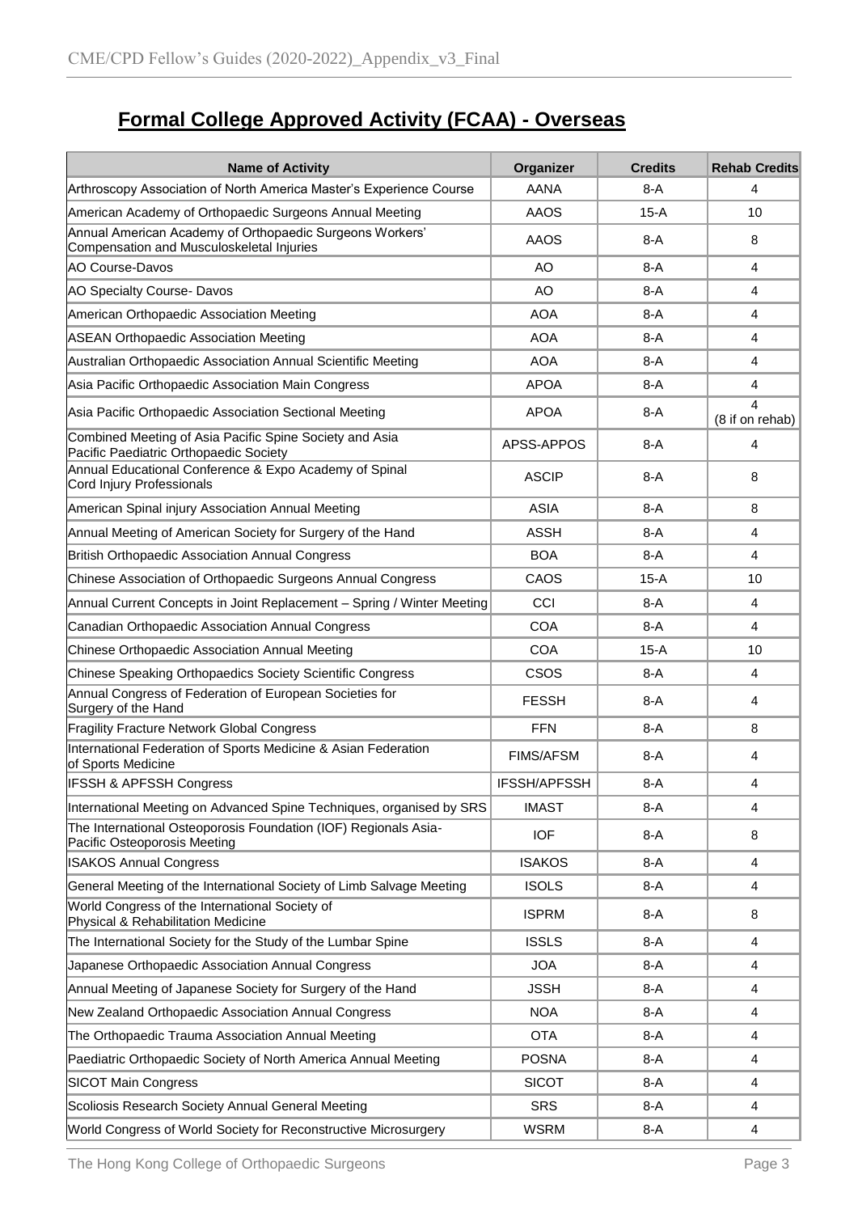## Formal College Approved Activity (FCAA) - Overseas

| Name of Activity | Organizer | Credits | Rehab Credits |
|---|---|---|---|
| Arthroscopy Association of North America Master's Experience Course | AANA | 8-A | 4 |
| American Academy of Orthopaedic Surgeons Annual Meeting | AAOS | 15-A | 10 |
| Annual American Academy of Orthopaedic Surgeons Workers' Compensation and Musculoskeletal Injuries | AAOS | 8-A | 8 |
| AO Course-Davos | AO | 8-A | 4 |
| AO Specialty Course- Davos | AO | 8-A | 4 |
| American Orthopaedic Association Meeting | AOA | 8-A | 4 |
| ASEAN Orthopaedic Association Meeting | AOA | 8-A | 4 |
| Australian Orthopaedic Association Annual Scientific Meeting | AOA | 8-A | 4 |
| Asia Pacific Orthopaedic Association Main Congress | APOA | 8-A | 4 |
| Asia Pacific Orthopaedic Association Sectional Meeting | APOA | 8-A | 4 (8 if on rehab) |
| Combined Meeting of Asia Pacific Spine Society and Asia Pacific Paediatric Orthopaedic Society | APSS-APPOS | 8-A | 4 |
| Annual Educational Conference & Expo Academy of Spinal Cord Injury Professionals | ASCIP | 8-A | 8 |
| American Spinal injury Association Annual Meeting | ASIA | 8-A | 8 |
| Annual Meeting of American Society for Surgery of the Hand | ASSH | 8-A | 4 |
| British Orthopaedic Association Annual Congress | BOA | 8-A | 4 |
| Chinese Association of Orthopaedic Surgeons Annual Congress | CAOS | 15-A | 10 |
| Annual Current Concepts in Joint Replacement – Spring / Winter Meeting | CCI | 8-A | 4 |
| Canadian Orthopaedic Association Annual Congress | COA | 8-A | 4 |
| Chinese Orthopaedic Association Annual Meeting | COA | 15-A | 10 |
| Chinese Speaking Orthopaedics Society Scientific Congress | CSOS | 8-A | 4 |
| Annual Congress of Federation of European Societies for Surgery of the Hand | FESSH | 8-A | 4 |
| Fragility Fracture Network Global Congress | FFN | 8-A | 8 |
| International Federation of Sports Medicine & Asian Federation of Sports Medicine | FIMS/AFSM | 8-A | 4 |
| IFSSH & APFSSH Congress | IFSSH/APFSSH | 8-A | 4 |
| International Meeting on Advanced Spine Techniques, organised by SRS | IMAST | 8-A | 4 |
| The International Osteoporosis Foundation (IOF) Regionals Asia-Pacific Osteoporosis Meeting | IOF | 8-A | 8 |
| ISAKOS Annual Congress | ISAKOS | 8-A | 4 |
| General Meeting of the International Society of Limb Salvage Meeting | ISOLS | 8-A | 4 |
| World Congress of the International Society of Physical & Rehabilitation Medicine | ISPRM | 8-A | 8 |
| The International Society for the Study of the Lumbar Spine | ISSLS | 8-A | 4 |
| Japanese Orthopaedic Association Annual Congress | JOA | 8-A | 4 |
| Annual Meeting of Japanese Society for Surgery of the Hand | JSSH | 8-A | 4 |
| New Zealand Orthopaedic Association Annual Congress | NOA | 8-A | 4 |
| The Orthopaedic Trauma Association Annual Meeting | OTA | 8-A | 4 |
| Paediatric Orthopaedic Society of North America Annual Meeting | POSNA | 8-A | 4 |
| SICOT Main Congress | SICOT | 8-A | 4 |
| Scoliosis Research Society Annual General Meeting | SRS | 8-A | 4 |
| World Congress of World Society for Reconstructive Microsurgery | WSRM | 8-A | 4 |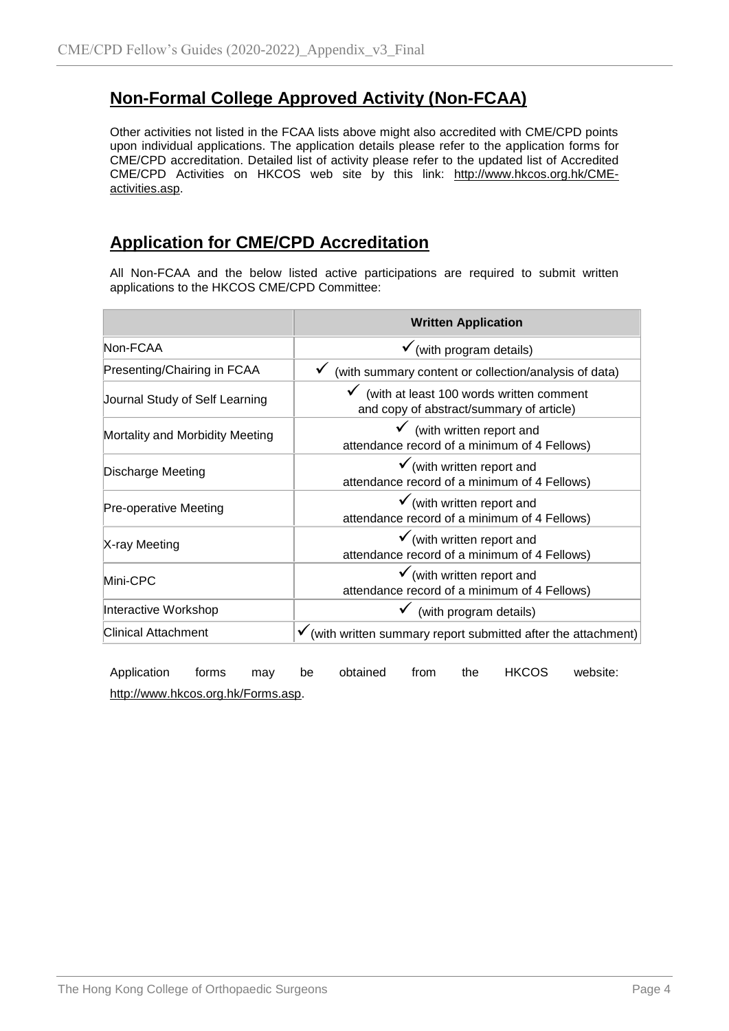## Non-Formal College Approved Activity (Non-FCAA)

Other activities not listed in the FCAA lists above might also accredited with CME/CPD points upon individual applications. The application details please refer to the application forms for CME/CPD accreditation. Detailed list of activity please refer to the updated list of Accredited CME/CPD Activities on HKCOS web site by this link: http://www.hkcos.org.hk/CME-activities.asp.

## Application for CME/CPD Accreditation

All Non-FCAA and the below listed active participations are required to submit written applications to the HKCOS CME/CPD Committee:

| | Written Application |
|---|---|
| Non-FCAA | ✓(with program details) |
| Presenting/Chairing in FCAA | ✓ (with summary content or collection/analysis of data) |
| Journal Study of Self Learning | ✓ (with at least 100 words written comment and copy of abstract/summary of article) |
| Mortality and Morbidity Meeting | ✓ (with written report and attendance record of a minimum of 4 Fellows) |
| Discharge Meeting | ✓(with written report and attendance record of a minimum of 4 Fellows) |
| Pre-operative Meeting | ✓(with written report and attendance record of a minimum of 4 Fellows) |
| X-ray Meeting | ✓(with written report and attendance record of a minimum of 4 Fellows) |
| Mini-CPC | ✓(with written report and attendance record of a minimum of 4 Fellows) |
| Interactive Workshop | ✓ (with program details) |
| Clinical Attachment | ✓(with written summary report submitted after the attachment) |

Application forms may be obtained from the HKCOS website: http://www.hkcos.org.hk/Forms.asp.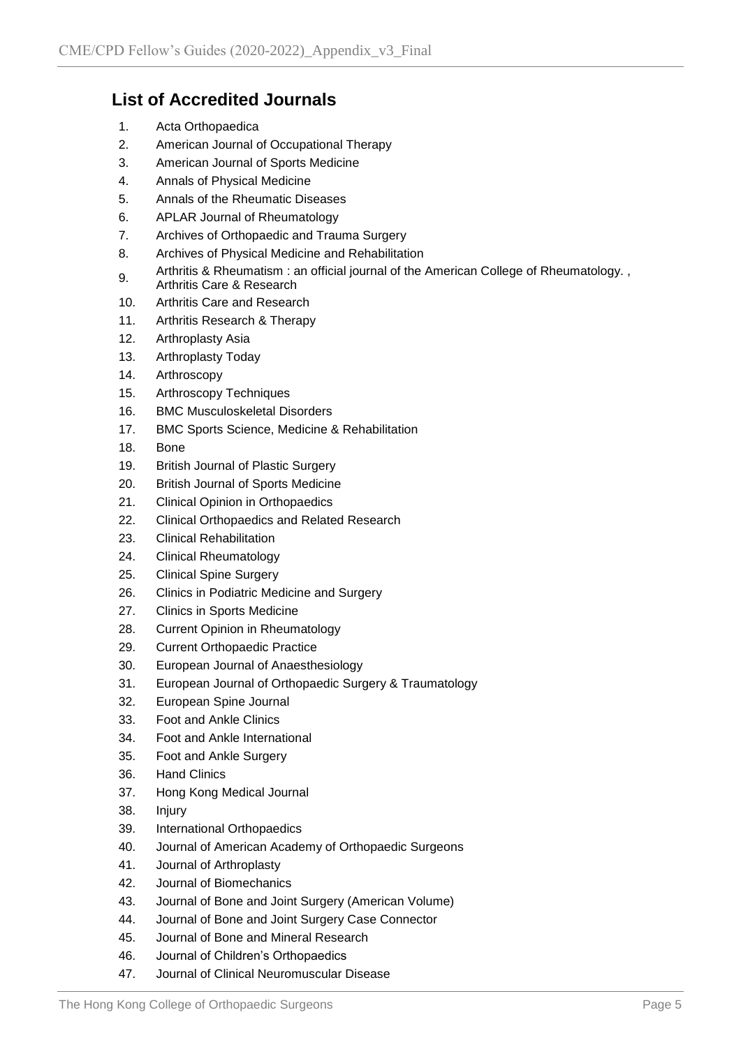## List of Accredited Journals

1. Acta Orthopaedica
2. American Journal of Occupational Therapy
3. American Journal of Sports Medicine
4. Annals of Physical Medicine
5. Annals of the Rheumatic Diseases
6. APLAR Journal of Rheumatology
7. Archives of Orthopaedic and Trauma Surgery
8. Archives of Physical Medicine and Rehabilitation
9. Arthritis & Rheumatism : an official journal of the American College of Rheumatology. , Arthritis Care & Research
10. Arthritis Care and Research
11. Arthritis Research & Therapy
12. Arthroplasty Asia
13. Arthroplasty Today
14. Arthroscopy
15. Arthroscopy Techniques
16. BMC Musculoskeletal Disorders
17. BMC Sports Science, Medicine & Rehabilitation
18. Bone
19. British Journal of Plastic Surgery
20. British Journal of Sports Medicine
21. Clinical Opinion in Orthopaedics
22. Clinical Orthopaedics and Related Research
23. Clinical Rehabilitation
24. Clinical Rheumatology
25. Clinical Spine Surgery
26. Clinics in Podiatric Medicine and Surgery
27. Clinics in Sports Medicine
28. Current Opinion in Rheumatology
29. Current Orthopaedic Practice
30. European Journal of Anaesthesiology
31. European Journal of Orthopaedic Surgery & Traumatology
32. European Spine Journal
33. Foot and Ankle Clinics
34. Foot and Ankle International
35. Foot and Ankle Surgery
36. Hand Clinics
37. Hong Kong Medical Journal
38. Injury
39. International Orthopaedics
40. Journal of American Academy of Orthopaedic Surgeons
41. Journal of Arthroplasty
42. Journal of Biomechanics
43. Journal of Bone and Joint Surgery (American Volume)
44. Journal of Bone and Joint Surgery Case Connector
45. Journal of Bone and Mineral Research
46. Journal of Children's Orthopaedics
47. Journal of Clinical Neuromuscular Disease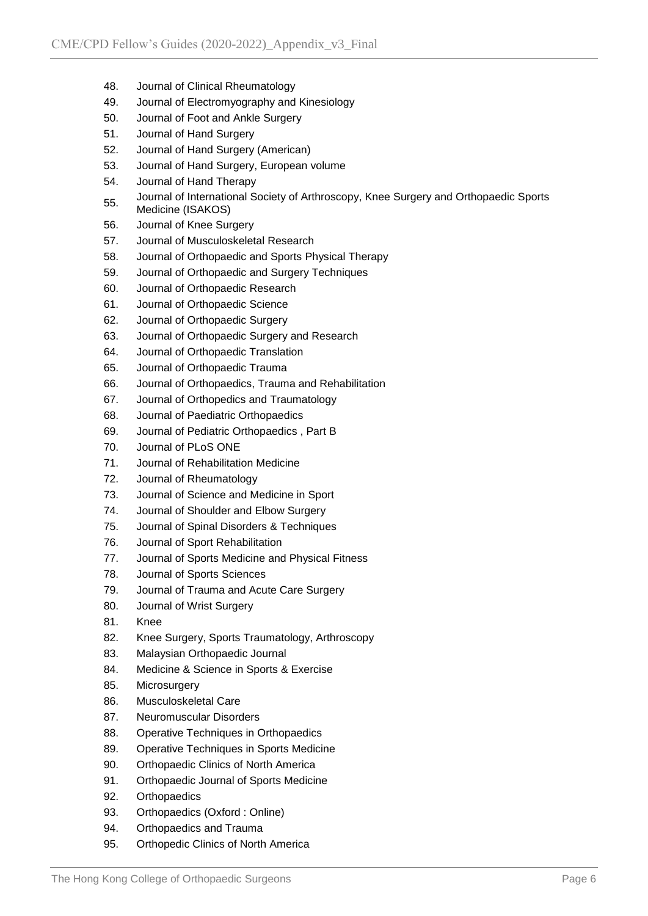48. Journal of Clinical Rheumatology
49. Journal of Electromyography and Kinesiology
50. Journal of Foot and Ankle Surgery
51. Journal of Hand Surgery
52. Journal of Hand Surgery (American)
53. Journal of Hand Surgery, European volume
54. Journal of Hand Therapy
55. Journal of International Society of Arthroscopy, Knee Surgery and Orthopaedic Sports Medicine (ISAKOS)
56. Journal of Knee Surgery
57. Journal of Musculoskeletal Research
58. Journal of Orthopaedic and Sports Physical Therapy
59. Journal of Orthopaedic and Surgery Techniques
60. Journal of Orthopaedic Research
61. Journal of Orthopaedic Science
62. Journal of Orthopaedic Surgery
63. Journal of Orthopaedic Surgery and Research
64. Journal of Orthopaedic Translation
65. Journal of Orthopaedic Trauma
66. Journal of Orthopaedics, Trauma and Rehabilitation
67. Journal of Orthopedics and Traumatology
68. Journal of Paediatric Orthopaedics
69. Journal of Pediatric Orthopaedics , Part B
70. Journal of PLoS ONE
71. Journal of Rehabilitation Medicine
72. Journal of Rheumatology
73. Journal of Science and Medicine in Sport
74. Journal of Shoulder and Elbow Surgery
75. Journal of Spinal Disorders & Techniques
76. Journal of Sport Rehabilitation
77. Journal of Sports Medicine and Physical Fitness
78. Journal of Sports Sciences
79. Journal of Trauma and Acute Care Surgery
80. Journal of Wrist Surgery
81. Knee
82. Knee Surgery, Sports Traumatology, Arthroscopy
83. Malaysian Orthopaedic Journal
84. Medicine & Science in Sports & Exercise
85. Microsurgery
86. Musculoskeletal Care
87. Neuromuscular Disorders
88. Operative Techniques in Orthopaedics
89. Operative Techniques in Sports Medicine
90. Orthopaedic Clinics of North America
91. Orthopaedic Journal of Sports Medicine
92. Orthopaedics
93. Orthopaedics (Oxford : Online)
94. Orthopaedics and Trauma
95. Orthopedic Clinics of North America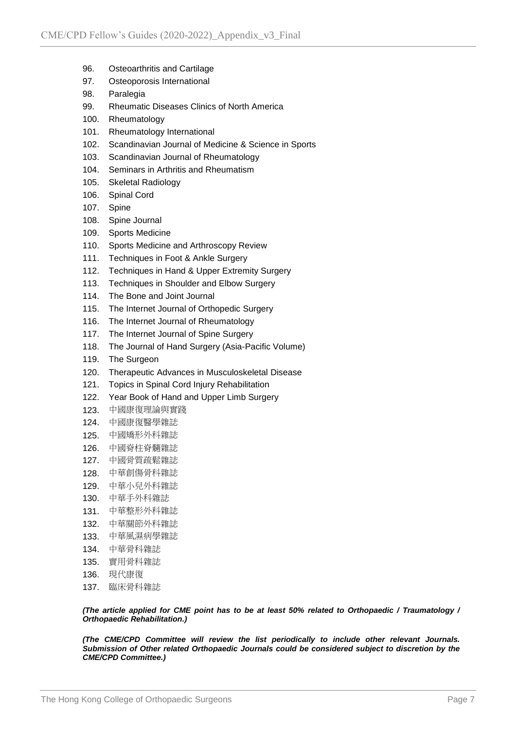96. Osteoarthritis and Cartilage
97. Osteoporosis International
98. Paralegia
99. Rheumatic Diseases Clinics of North America
100. Rheumatology
101. Rheumatology International
102. Scandinavian Journal of Medicine & Science in Sports
103. Scandinavian Journal of Rheumatology
104. Seminars in Arthritis and Rheumatism
105. Skeletal Radiology
106. Spinal Cord
107. Spine
108. Spine Journal
109. Sports Medicine
110. Sports Medicine and Arthroscopy Review
111. Techniques in Foot & Ankle Surgery
112. Techniques in Hand & Upper Extremity Surgery
113. Techniques in Shoulder and Elbow Surgery
114. The Bone and Joint Journal
115. The Internet Journal of Orthopedic Surgery
116. The Internet Journal of Rheumatology
117. The Internet Journal of Spine Surgery
118. The Journal of Hand Surgery (Asia-Pacific Volume)
119. The Surgeon
120. Therapeutic Advances in Musculoskeletal Disease
121. Topics in Spinal Cord Injury Rehabilitation
122. Year Book of Hand and Upper Limb Surgery
123. 中國康復理論與實踐
124. 中國康復醫學雜誌
125. 中國矯形外科雜誌
126. 中國脊柱脊髓雜誌
127. 中國骨質疏鬆雜誌
128. 中華創傷骨科雜誌
129. 中華小兒外科雜誌
130. 中華手外科雜誌
131. 中華整形外科雜誌
132. 中華關節外科雜誌
133. 中華風濕病學雜誌
134. 中華骨科雜誌
135. 實用骨科雜誌
136. 現代康復
137. 臨床骨科雜誌

***(The article applied for CME point has to be at least 50% related to Orthopaedic / Traumatology / Orthopaedic Rehabilitation.)***

***(The CME/CPD Committee will review the list periodically to include other relevant Journals. Submission of Other related Orthopaedic Journals could be considered subject to discretion by the CME/CPD Committee.)***